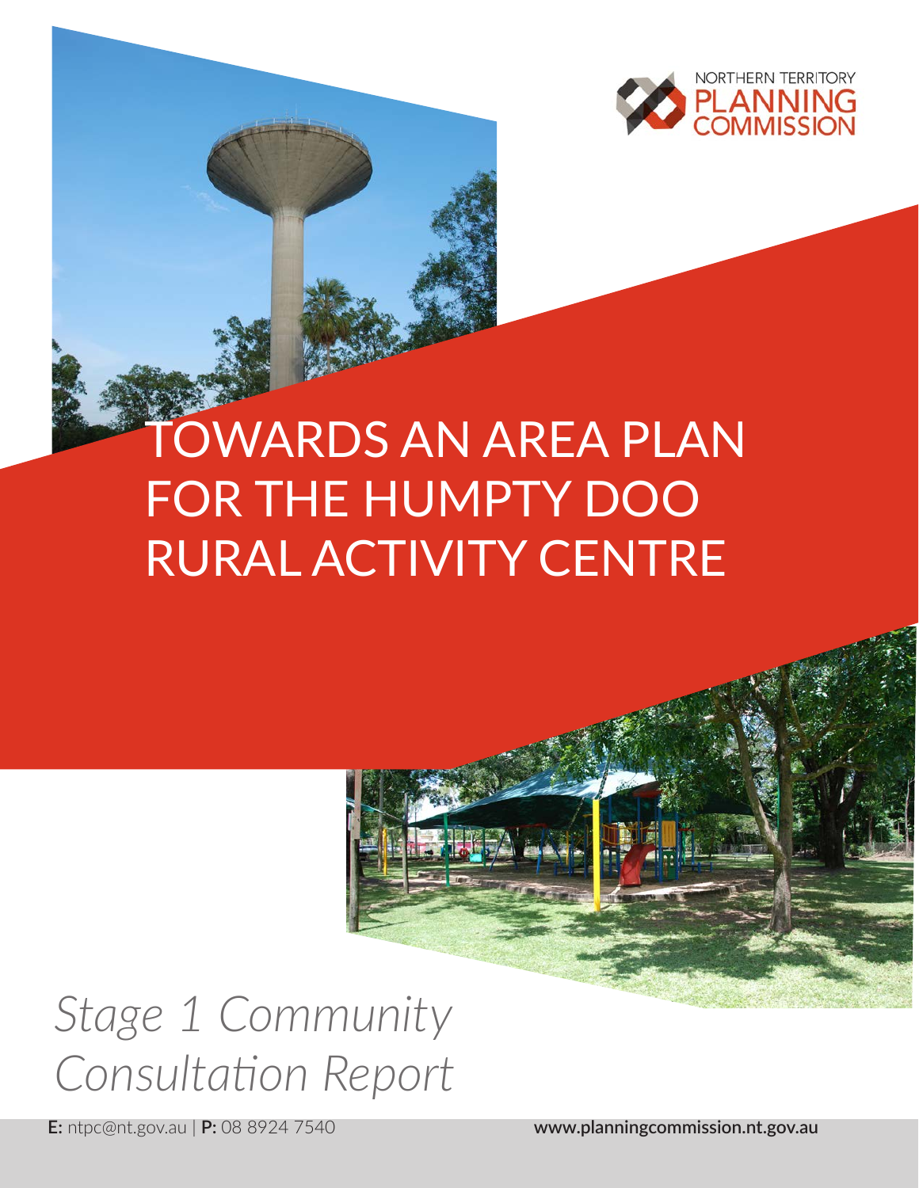NORTHERN TERRITORY PLANNING COMMISSION

# TOWARDS AN AREA PLAN FOR THE HUMPTY DOO RURAL ACTIVITY CENTRE

*Stage 1 Community Consultation Report*

**E:** ntpc@nt.gov.au | **P:** 08 8924 7540

**www.planningcommission.nt.gov.au**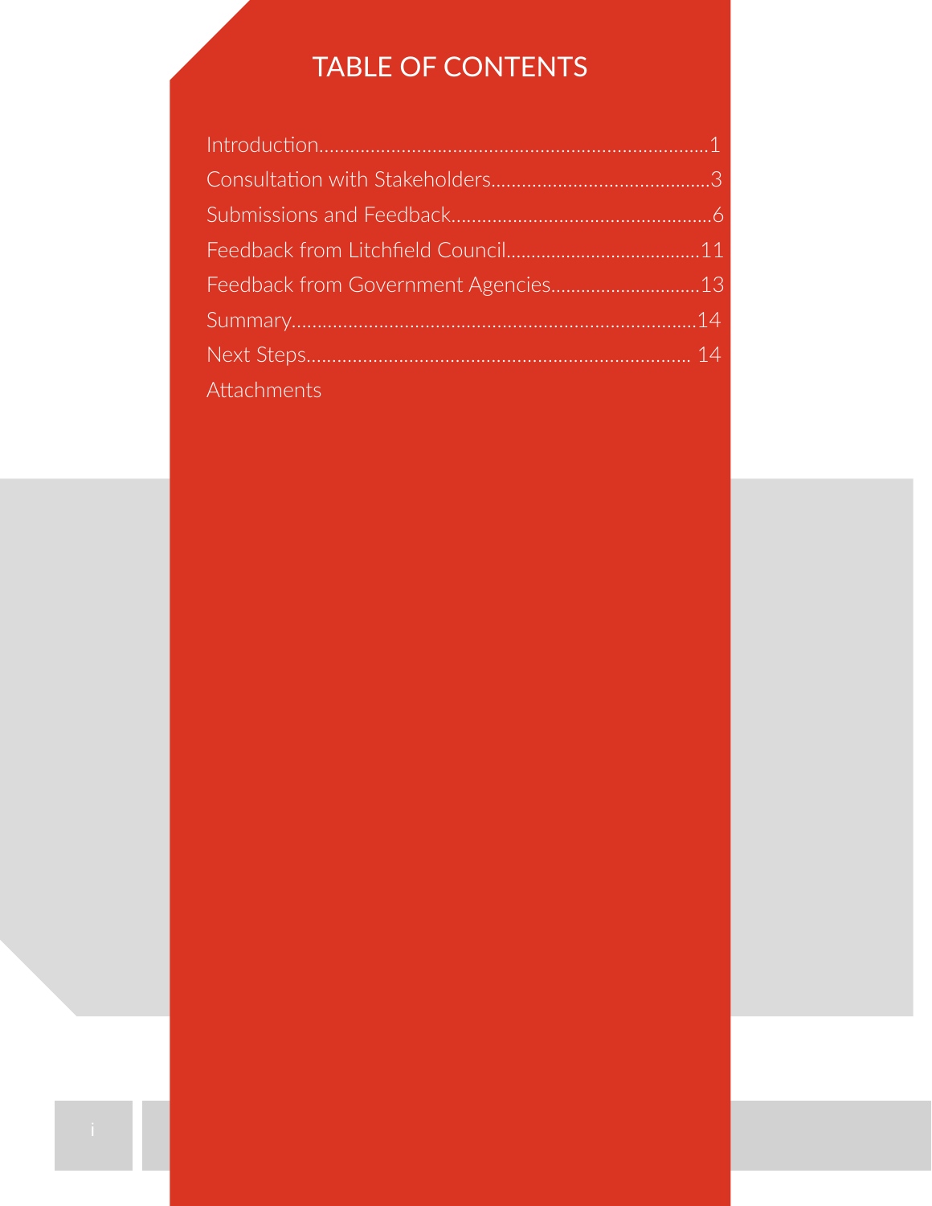# TABLE OF CONTENTS

Introduction........................................................................1
Consultation with Stakeholders..........................................3
Submissions and Feedback..................................................6
Feedback from Litchfield Council......................................11
Feedback from Government Agencies.............................13
Summary...........................................................................14
Next Steps........................................................................ 14
Attachments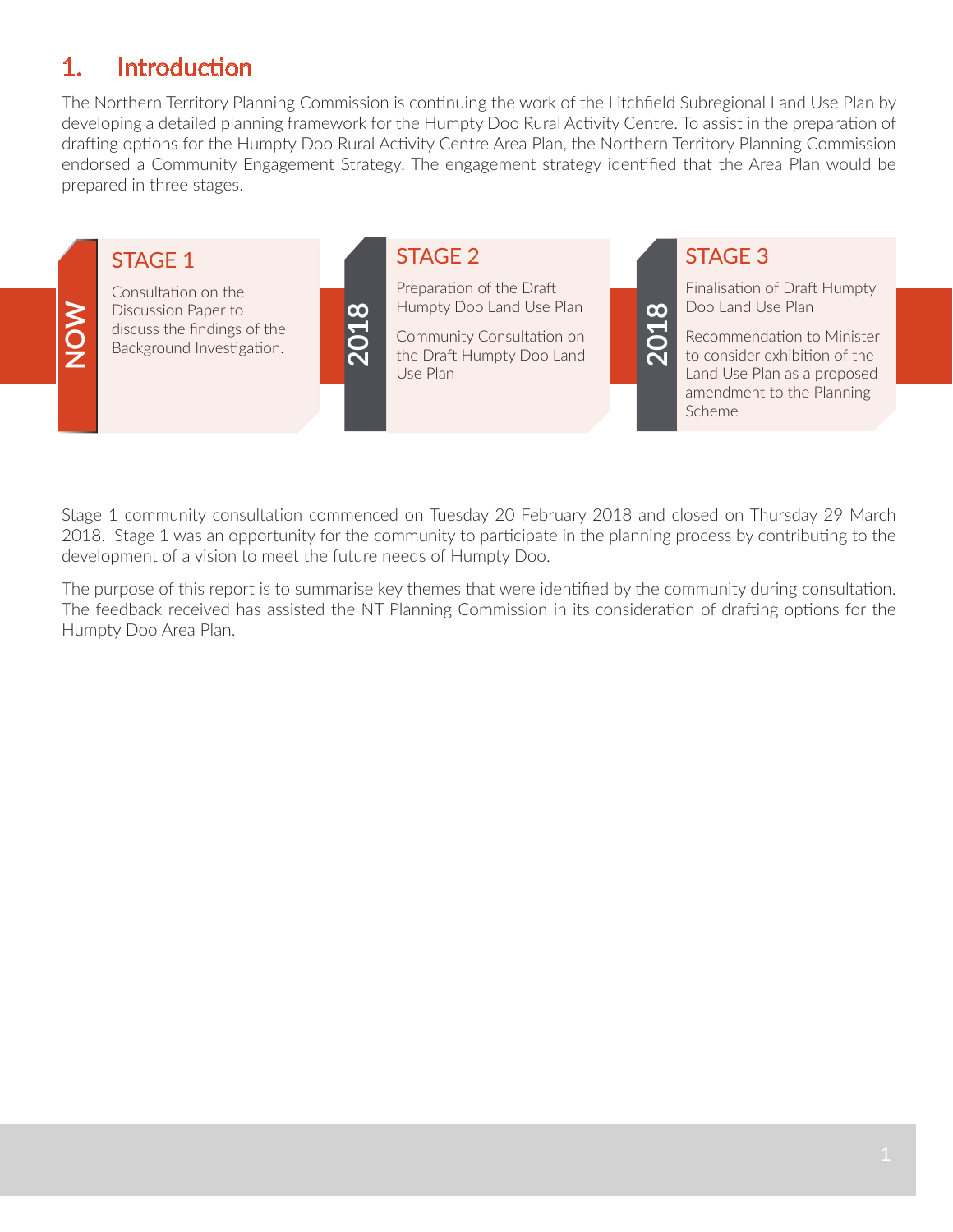# 1. Introduction

The Northern Territory Planning Commission is continuing the work of the Litchfield Subregional Land Use Plan by developing a detailed planning framework for the Humpty Doo Rural Activity Centre. To assist in the preparation of drafting options for the Humpty Doo Rural Activity Centre Area Plan, the Northern Territory Planning Commission endorsed a Community Engagement Strategy. The engagement strategy identified that the Area Plan would be prepared in three stages.

**NOW**

**STAGE 1**

Consultation on the Discussion Paper to discuss the findings of the Background Investigation.

**2018**

**STAGE 2**

Preparation of the Draft Humpty Doo Land Use Plan

Community Consultation on the Draft Humpty Doo Land Use Plan

**2018**

**STAGE 3**

Finalisation of Draft Humpty Doo Land Use Plan

Recommendation to Minister to consider exhibition of the Land Use Plan as a proposed amendment to the Planning Scheme

Stage 1 community consultation commenced on Tuesday 20 February 2018 and closed on Thursday 29 March 2018. Stage 1 was an opportunity for the community to participate in the planning process by contributing to the development of a vision to meet the future needs of Humpty Doo.

The purpose of this report is to summarise key themes that were identified by the community during consultation. The feedback received has assisted the NT Planning Commission in its consideration of drafting options for the Humpty Doo Area Plan.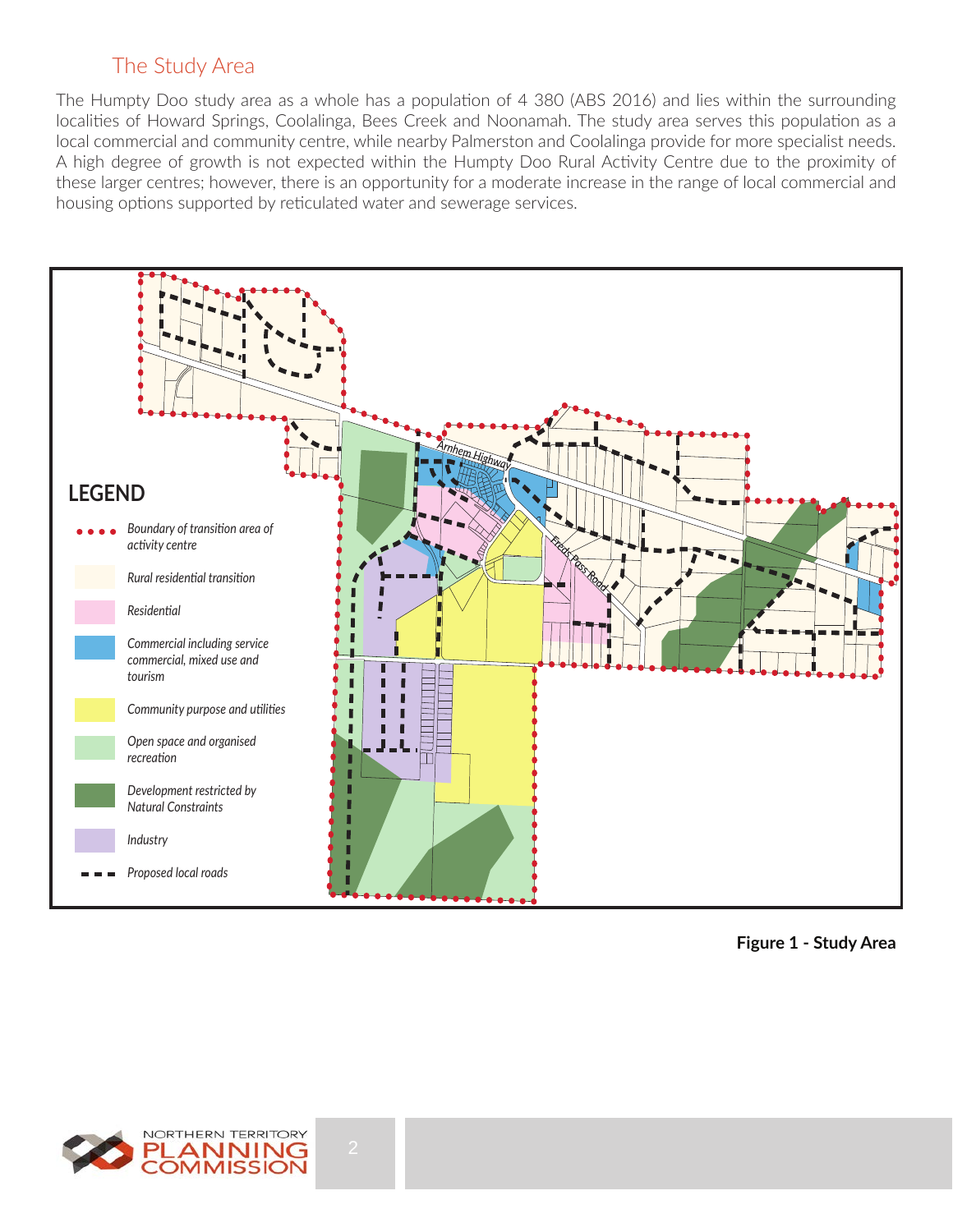## The Study Area

The Humpty Doo study area as a whole has a population of 4 380 (ABS 2016) and lies within the surrounding localities of Howard Springs, Coolalinga, Bees Creek and Noonamah. The study area serves this population as a local commercial and community centre, while nearby Palmerston and Coolalinga provide for more specialist needs. A high degree of growth is not expected within the Humpty Doo Rural Activity Centre due to the proximity of these larger centres; however, there is an opportunity for a moderate increase in the range of local commercial and housing options supported by reticulated water and sewerage services.

**LEGEND**

- Boundary of transition area of activity centre
- Rural residential transition
- Residential
- Commercial including service commercial, mixed use and tourism
- Community purpose and utilities
- Open space and organised recreation
- Development restricted by Natural Constraints
- Industry
- Proposed local roads

Arnhem Highway

Fredc Pass Road

**Figure 1 - Study Area**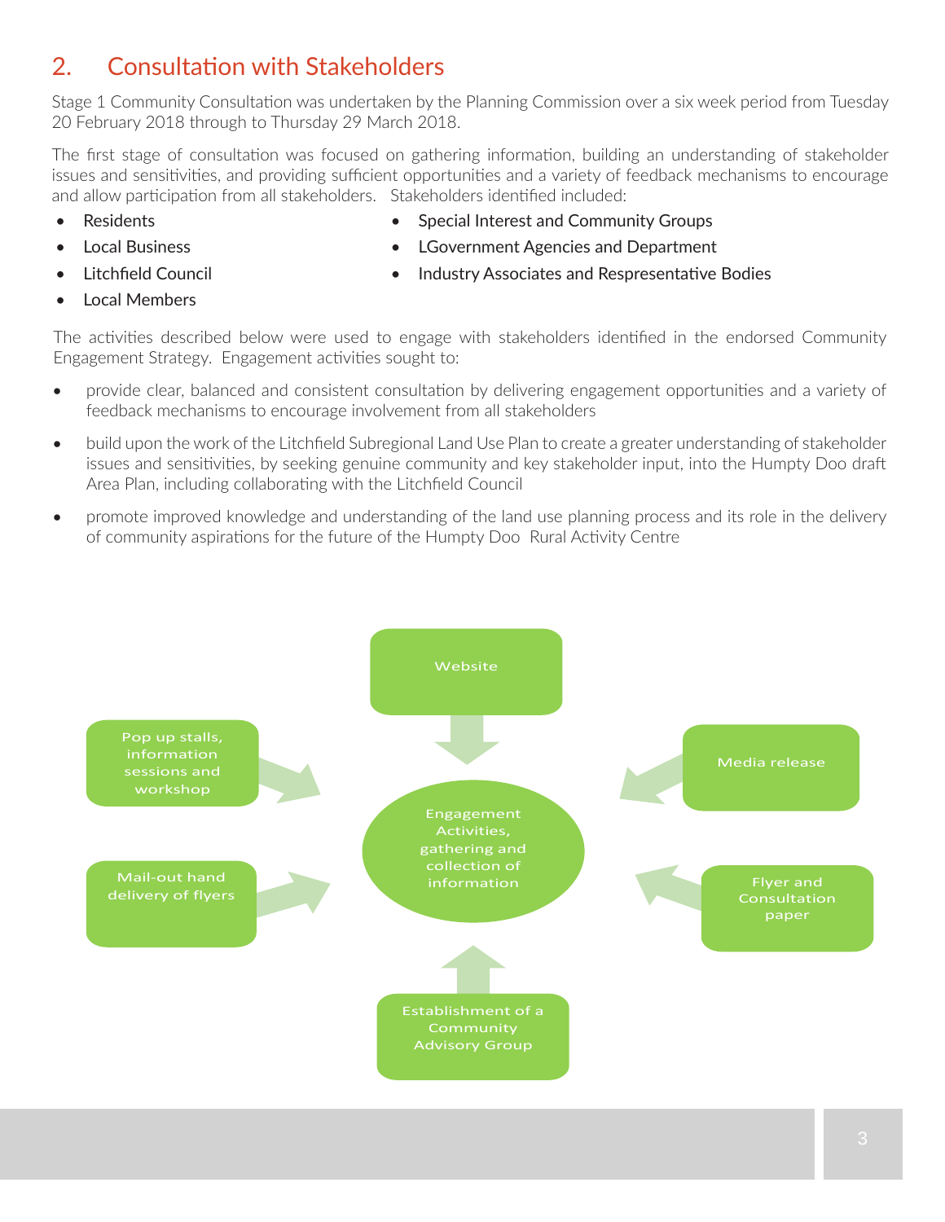## 2. Consultation with Stakeholders

Stage 1 Community Consultation was undertaken by the Planning Commission over a six week period from Tuesday 20 February 2018 through to Thursday 29 March 2018.

The first stage of consultation was focused on gathering information, building an understanding of stakeholder issues and sensitivities, and providing sufficient opportunities and a variety of feedback mechanisms to encourage and allow participation from all stakeholders. Stakeholders identified included:

- Residents
- Local Business
- Litchfield Council
- Local Members
- Special Interest and Community Groups
- LGovernment Agencies and Department
- Industry Associates and Respresentative Bodies

The activities described below were used to engage with stakeholders identified in the endorsed Community Engagement Strategy. Engagement activities sought to:

- provide clear, balanced and consistent consultation by delivering engagement opportunities and a variety of feedback mechanisms to encourage involvement from all stakeholders
- build upon the work of the Litchfield Subregional Land Use Plan to create a greater understanding of stakeholder issues and sensitivities, by seeking genuine community and key stakeholder input, into the Humpty Doo draft Area Plan, including collaborating with the Litchfield Council
- promote improved knowledge and understanding of the land use planning process and its role in the delivery of community aspirations for the future of the Humpty Doo Rural Activity Centre

Engagement Activities, gathering and collection of information

- Website
- Media release
- Flyer and Consultation paper
- Establishment of a Community Advisory Group
- Mail-out hand delivery of flyers
- Pop up stalls, information sessions and workshop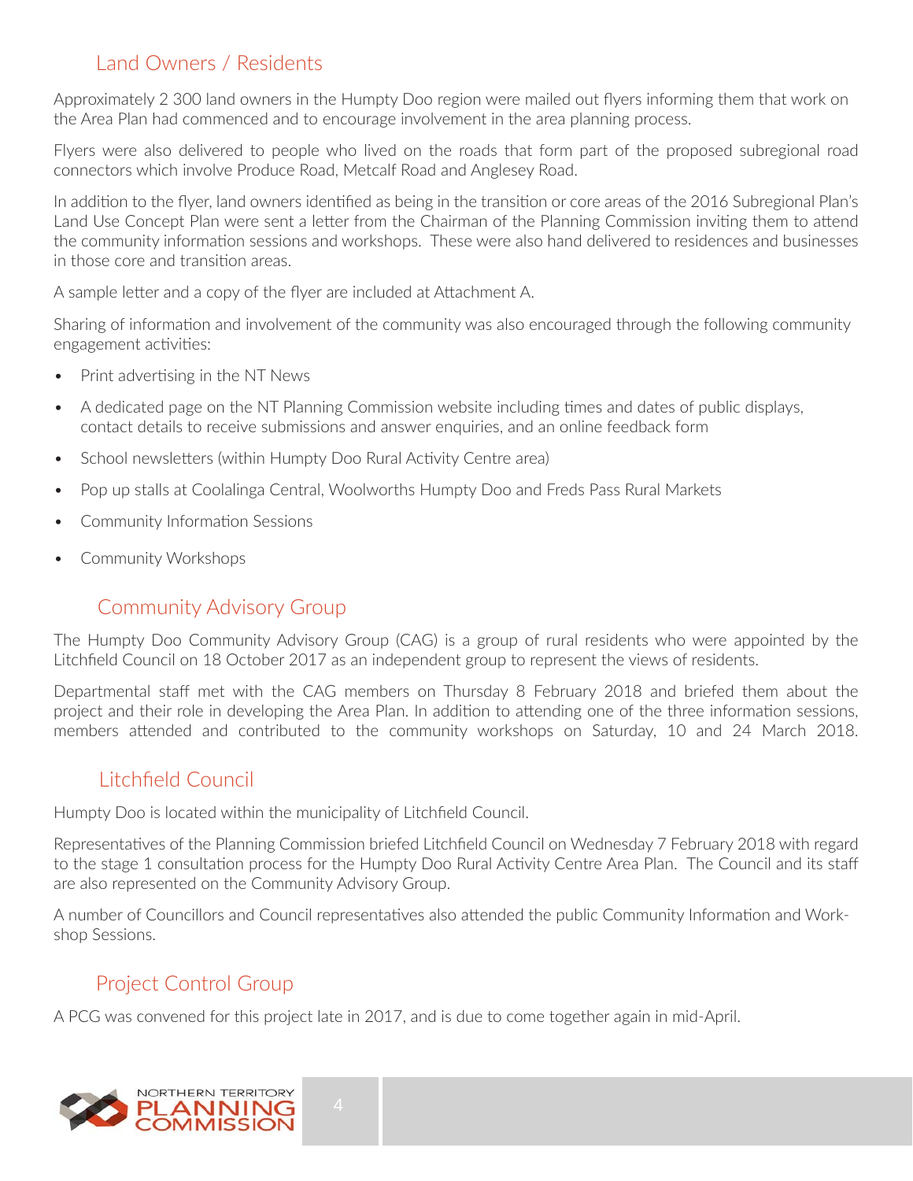## Land Owners / Residents

Approximately 2 300 land owners in the Humpty Doo region were mailed out flyers informing them that work on the Area Plan had commenced and to encourage involvement in the area planning process.

Flyers were also delivered to people who lived on the roads that form part of the proposed subregional road connectors which involve Produce Road, Metcalf Road and Anglesey Road.

In addition to the flyer, land owners identified as being in the transition or core areas of the 2016 Subregional Plan's Land Use Concept Plan were sent a letter from the Chairman of the Planning Commission inviting them to attend the community information sessions and workshops. These were also hand delivered to residences and businesses in those core and transition areas.

A sample letter and a copy of the flyer are included at Attachment A.

Sharing of information and involvement of the community was also encouraged through the following community engagement activities:

- Print advertising in the NT News
- A dedicated page on the NT Planning Commission website including times and dates of public displays, contact details to receive submissions and answer enquiries, and an online feedback form
- School newsletters (within Humpty Doo Rural Activity Centre area)
- Pop up stalls at Coolalinga Central, Woolworths Humpty Doo and Freds Pass Rural Markets
- Community Information Sessions
- Community Workshops

## Community Advisory Group

The Humpty Doo Community Advisory Group (CAG) is a group of rural residents who were appointed by the Litchfield Council on 18 October 2017 as an independent group to represent the views of residents.

Departmental staff met with the CAG members on Thursday 8 February 2018 and briefed them about the project and their role in developing the Area Plan. In addition to attending one of the three information sessions, members attended and contributed to the community workshops on Saturday, 10 and 24 March 2018.

## Litchfield Council

Humpty Doo is located within the municipality of Litchfield Council.

Representatives of the Planning Commission briefed Litchfield Council on Wednesday 7 February 2018 with regard to the stage 1 consultation process for the Humpty Doo Rural Activity Centre Area Plan. The Council and its staff are also represented on the Community Advisory Group.

A number of Councillors and Council representatives also attended the public Community Information and Workshop Sessions.

## Project Control Group

A PCG was convened for this project late in 2017, and is due to come together again in mid-April.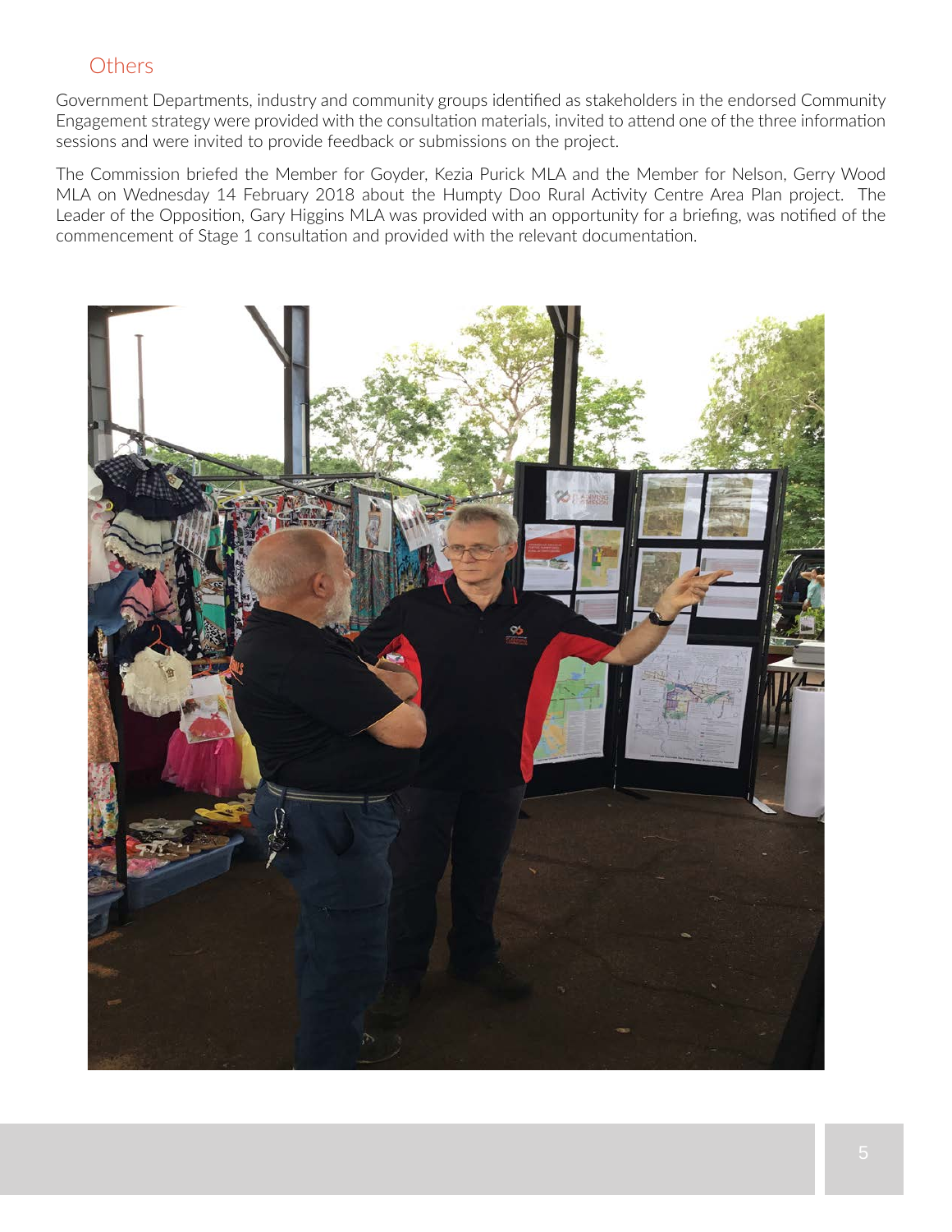## Others

Government Departments, industry and community groups identified as stakeholders in the endorsed Community Engagement strategy were provided with the consultation materials, invited to attend one of the three information sessions and were invited to provide feedback or submissions on the project.

The Commission briefed the Member for Goyder, Kezia Purick MLA and the Member for Nelson, Gerry Wood MLA on Wednesday 14 February 2018 about the Humpty Doo Rural Activity Centre Area Plan project. The Leader of the Opposition, Gary Higgins MLA was provided with an opportunity for a briefing, was notified of the commencement of Stage 1 consultation and provided with the relevant documentation.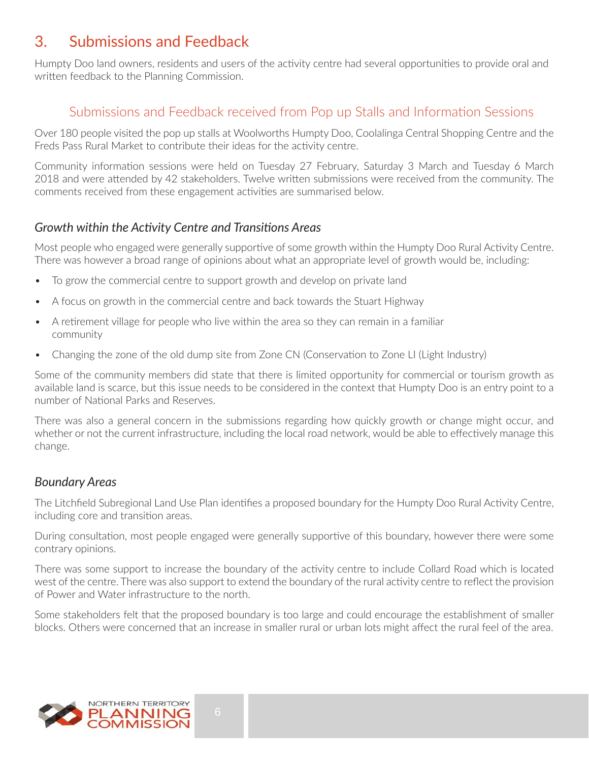# 3. Submissions and Feedback

Humpty Doo land owners, residents and users of the activity centre had several opportunities to provide oral and written feedback to the Planning Commission.

## Submissions and Feedback received from Pop up Stalls and Information Sessions

Over 180 people visited the pop up stalls at Woolworths Humpty Doo, Coolalinga Central Shopping Centre and the Freds Pass Rural Market to contribute their ideas for the activity centre.

Community information sessions were held on Tuesday 27 February, Saturday 3 March and Tuesday 6 March 2018 and were attended by 42 stakeholders. Twelve written submissions were received from the community. The comments received from these engagement activities are summarised below.

### *Growth within the Activity Centre and Transitions Areas*

Most people who engaged were generally supportive of some growth within the Humpty Doo Rural Activity Centre. There was however a broad range of opinions about what an appropriate level of growth would be, including:

- To grow the commercial centre to support growth and develop on private land
- A focus on growth in the commercial centre and back towards the Stuart Highway
- A retirement village for people who live within the area so they can remain in a familiar community
- Changing the zone of the old dump site from Zone CN (Conservation to Zone LI (Light Industry)

Some of the community members did state that there is limited opportunity for commercial or tourism growth as available land is scarce, but this issue needs to be considered in the context that Humpty Doo is an entry point to a number of National Parks and Reserves.

There was also a general concern in the submissions regarding how quickly growth or change might occur, and whether or not the current infrastructure, including the local road network, would be able to effectively manage this change.

### *Boundary Areas*

The Litchfield Subregional Land Use Plan identifies a proposed boundary for the Humpty Doo Rural Activity Centre, including core and transition areas.

During consultation, most people engaged were generally supportive of this boundary, however there were some contrary opinions.

There was some support to increase the boundary of the activity centre to include Collard Road which is located west of the centre. There was also support to extend the boundary of the rural activity centre to reflect the provision of Power and Water infrastructure to the north.

Some stakeholders felt that the proposed boundary is too large and could encourage the establishment of smaller blocks. Others were concerned that an increase in smaller rural or urban lots might affect the rural feel of the area.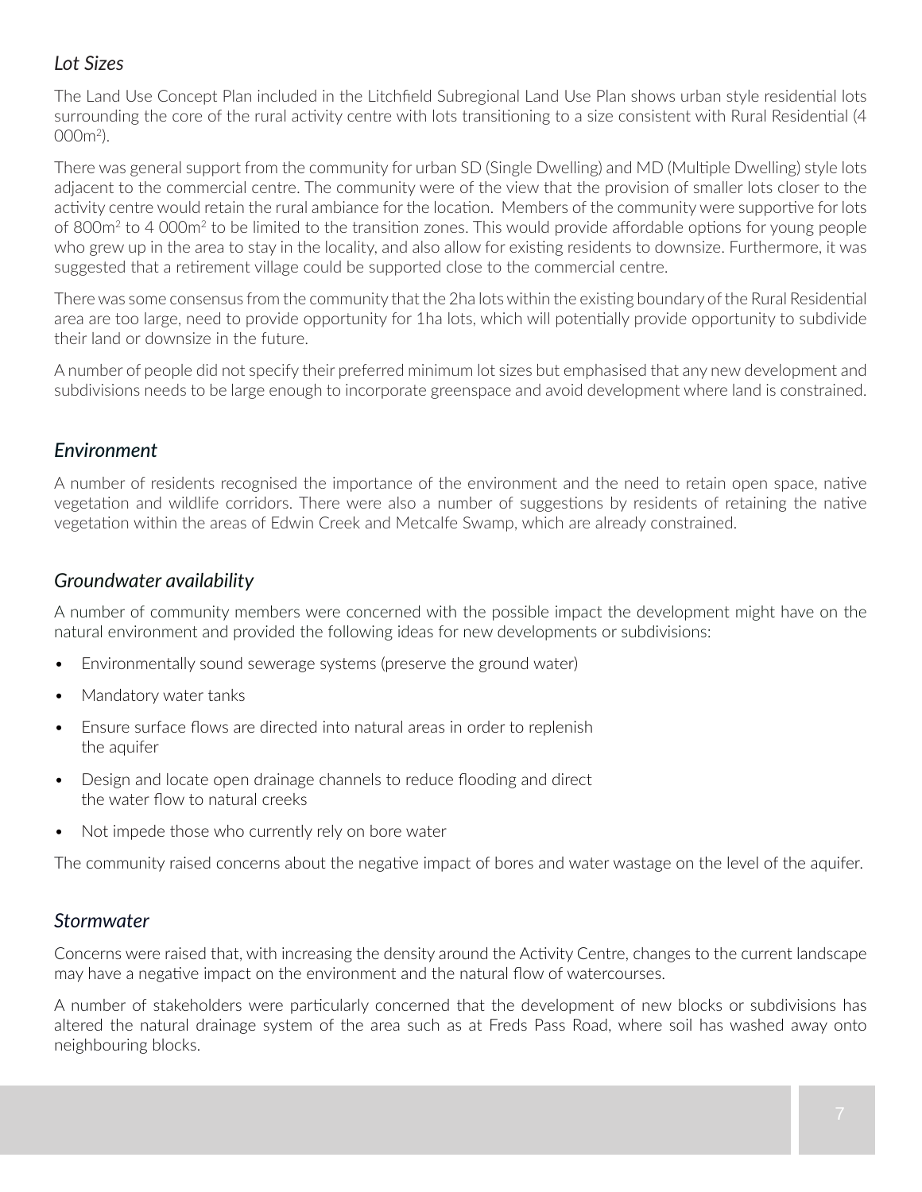## *Lot Sizes*

The Land Use Concept Plan included in the Litchfield Subregional Land Use Plan shows urban style residential lots surrounding the core of the rural activity centre with lots transitioning to a size consistent with Rural Residential (4 000m$^2$).

There was general support from the community for urban SD (Single Dwelling) and MD (Multiple Dwelling) style lots adjacent to the commercial centre. The community were of the view that the provision of smaller lots closer to the activity centre would retain the rural ambiance for the location. Members of the community were supportive for lots of 800m$^2$ to 4 000m$^2$ to be limited to the transition zones. This would provide affordable options for young people who grew up in the area to stay in the locality, and also allow for existing residents to downsize. Furthermore, it was suggested that a retirement village could be supported close to the commercial centre.

There was some consensus from the community that the 2ha lots within the existing boundary of the Rural Residential area are too large, need to provide opportunity for 1ha lots, which will potentially provide opportunity to subdivide their land or downsize in the future.

A number of people did not specify their preferred minimum lot sizes but emphasised that any new development and subdivisions needs to be large enough to incorporate greenspace and avoid development where land is constrained.

## *Environment*

A number of residents recognised the importance of the environment and the need to retain open space, native vegetation and wildlife corridors. There were also a number of suggestions by residents of retaining the native vegetation within the areas of Edwin Creek and Metcalfe Swamp, which are already constrained.

## *Groundwater availability*

A number of community members were concerned with the possible impact the development might have on the natural environment and provided the following ideas for new developments or subdivisions:

- Environmentally sound sewerage systems (preserve the ground water)
- Mandatory water tanks
- Ensure surface flows are directed into natural areas in order to replenish the aquifer
- Design and locate open drainage channels to reduce flooding and direct the water flow to natural creeks
- Not impede those who currently rely on bore water

The community raised concerns about the negative impact of bores and water wastage on the level of the aquifer.

## *Stormwater*

Concerns were raised that, with increasing the density around the Activity Centre, changes to the current landscape may have a negative impact on the environment and the natural flow of watercourses.

A number of stakeholders were particularly concerned that the development of new blocks or subdivisions has altered the natural drainage system of the area such as at Freds Pass Road, where soil has washed away onto neighbouring blocks.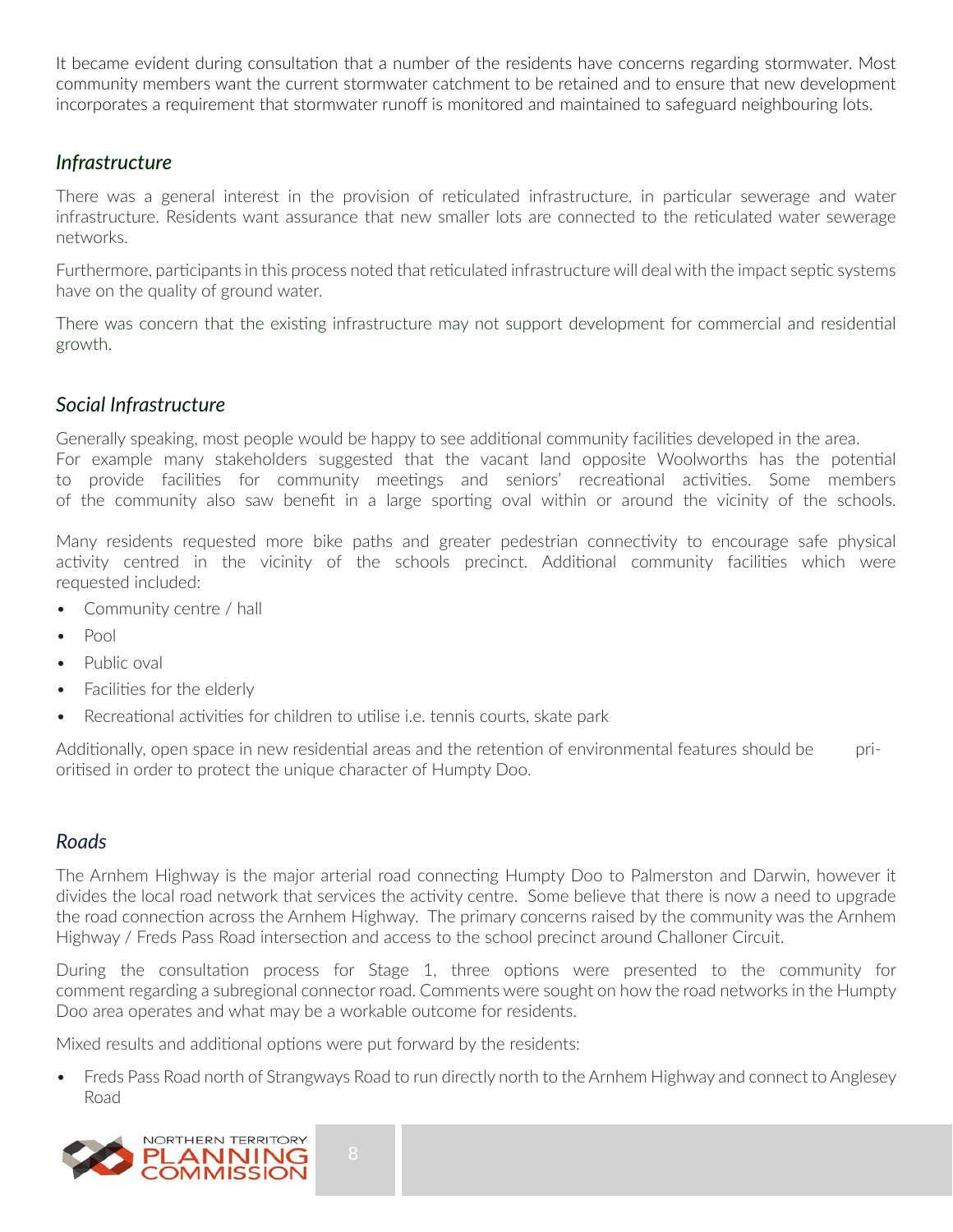It became evident during consultation that a number of the residents have concerns regarding stormwater. Most community members want the current stormwater catchment to be retained and to ensure that new development incorporates a requirement that stormwater runoff is monitored and maintained to safeguard neighbouring lots.

### *Infrastructure*

There was a general interest in the provision of reticulated infrastructure, in particular sewerage and water infrastructure. Residents want assurance that new smaller lots are connected to the reticulated water sewerage networks.

Furthermore, participants in this process noted that reticulated infrastructure will deal with the impact septic systems have on the quality of ground water.

There was concern that the existing infrastructure may not support development for commercial and residential growth.

### *Social Infrastructure*

Generally speaking, most people would be happy to see additional community facilities developed in the area. For example many stakeholders suggested that the vacant land opposite Woolworths has the potential to provide facilities for community meetings and seniors' recreational activities. Some members of the community also saw benefit in a large sporting oval within or around the vicinity of the schools.

Many residents requested more bike paths and greater pedestrian connectivity to encourage safe physical activity centred in the vicinity of the schools precinct. Additional community facilities which were requested included:

- Community centre / hall
- Pool
- Public oval
- Facilities for the elderly
- Recreational activities for children to utilise i.e. tennis courts, skate park

Additionally, open space in new residential areas and the retention of environmental features should be prioritised in order to protect the unique character of Humpty Doo.

### *Roads*

The Arnhem Highway is the major arterial road connecting Humpty Doo to Palmerston and Darwin, however it divides the local road network that services the activity centre. Some believe that there is now a need to upgrade the road connection across the Arnhem Highway. The primary concerns raised by the community was the Arnhem Highway / Freds Pass Road intersection and access to the school precinct around Challoner Circuit.

During the consultation process for Stage 1, three options were presented to the community for comment regarding a subregional connector road. Comments were sought on how the road networks in the Humpty Doo area operates and what may be a workable outcome for residents.

Mixed results and additional options were put forward by the residents:

- Freds Pass Road north of Strangways Road to run directly north to the Arnhem Highway and connect to Anglesey Road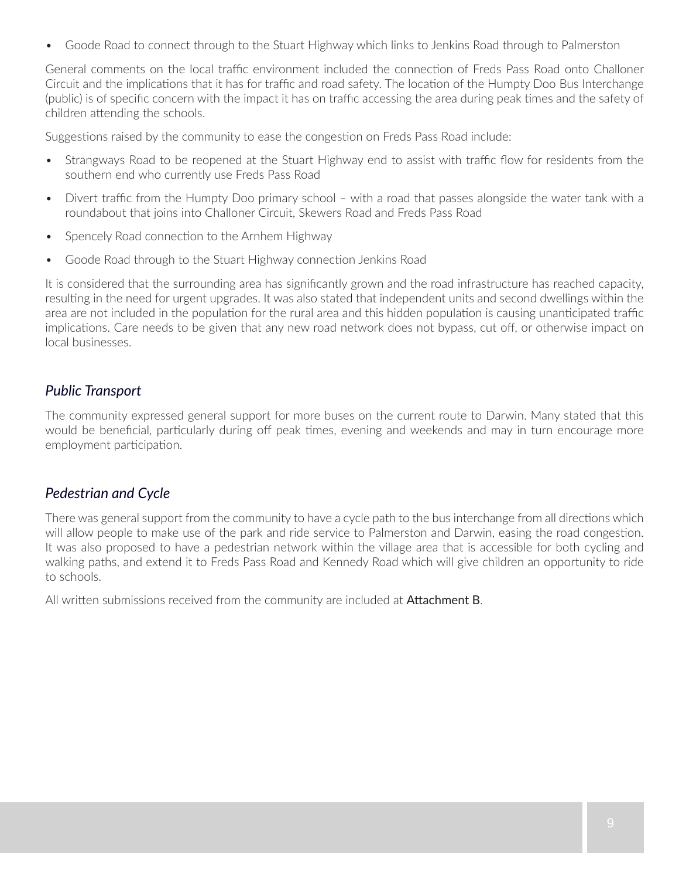- Goode Road to connect through to the Stuart Highway which links to Jenkins Road through to Palmerston

General comments on the local traffic environment included the connection of Freds Pass Road onto Challoner Circuit and the implications that it has for traffic and road safety. The location of the Humpty Doo Bus Interchange (public) is of specific concern with the impact it has on traffic accessing the area during peak times and the safety of children attending the schools.

Suggestions raised by the community to ease the congestion on Freds Pass Road include:

- Strangways Road to be reopened at the Stuart Highway end to assist with traffic flow for residents from the southern end who currently use Freds Pass Road
- Divert traffic from the Humpty Doo primary school – with a road that passes alongside the water tank with a roundabout that joins into Challoner Circuit, Skewers Road and Freds Pass Road
- Spencely Road connection to the Arnhem Highway
- Goode Road through to the Stuart Highway connection Jenkins Road

It is considered that the surrounding area has significantly grown and the road infrastructure has reached capacity, resulting in the need for urgent upgrades. It was also stated that independent units and second dwellings within the area are not included in the population for the rural area and this hidden population is causing unanticipated traffic implications. Care needs to be given that any new road network does not bypass, cut off, or otherwise impact on local businesses.

### *Public Transport*

The community expressed general support for more buses on the current route to Darwin. Many stated that this would be beneficial, particularly during off peak times, evening and weekends and may in turn encourage more employment participation.

### *Pedestrian and Cycle*

There was general support from the community to have a cycle path to the bus interchange from all directions which will allow people to make use of the park and ride service to Palmerston and Darwin, easing the road congestion. It was also proposed to have a pedestrian network within the village area that is accessible for both cycling and walking paths, and extend it to Freds Pass Road and Kennedy Road which will give children an opportunity to ride to schools.

All written submissions received from the community are included at **Attachment B**.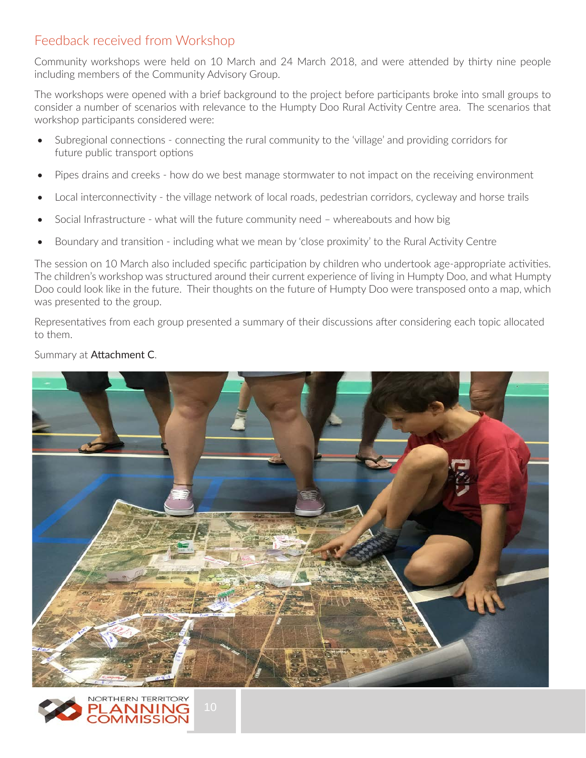## Feedback received from Workshop

Community workshops were held on 10 March and 24 March 2018, and were attended by thirty nine people including members of the Community Advisory Group.

The workshops were opened with a brief background to the project before participants broke into small groups to consider a number of scenarios with relevance to the Humpty Doo Rural Activity Centre area. The scenarios that workshop participants considered were:

- Subregional connections - connecting the rural community to the 'village' and providing corridors for future public transport options
- Pipes drains and creeks - how do we best manage stormwater to not impact on the receiving environment
- Local interconnectivity - the village network of local roads, pedestrian corridors, cycleway and horse trails
- Social Infrastructure - what will the future community need – whereabouts and how big
- Boundary and transition - including what we mean by 'close proximity' to the Rural Activity Centre

The session on 10 March also included specific participation by children who undertook age-appropriate activities. The children's workshop was structured around their current experience of living in Humpty Doo, and what Humpty Doo could look like in the future. Their thoughts on the future of Humpty Doo were transposed onto a map, which was presented to the group.

Representatives from each group presented a summary of their discussions after considering each topic allocated to them.

Summary at **Attachment C**.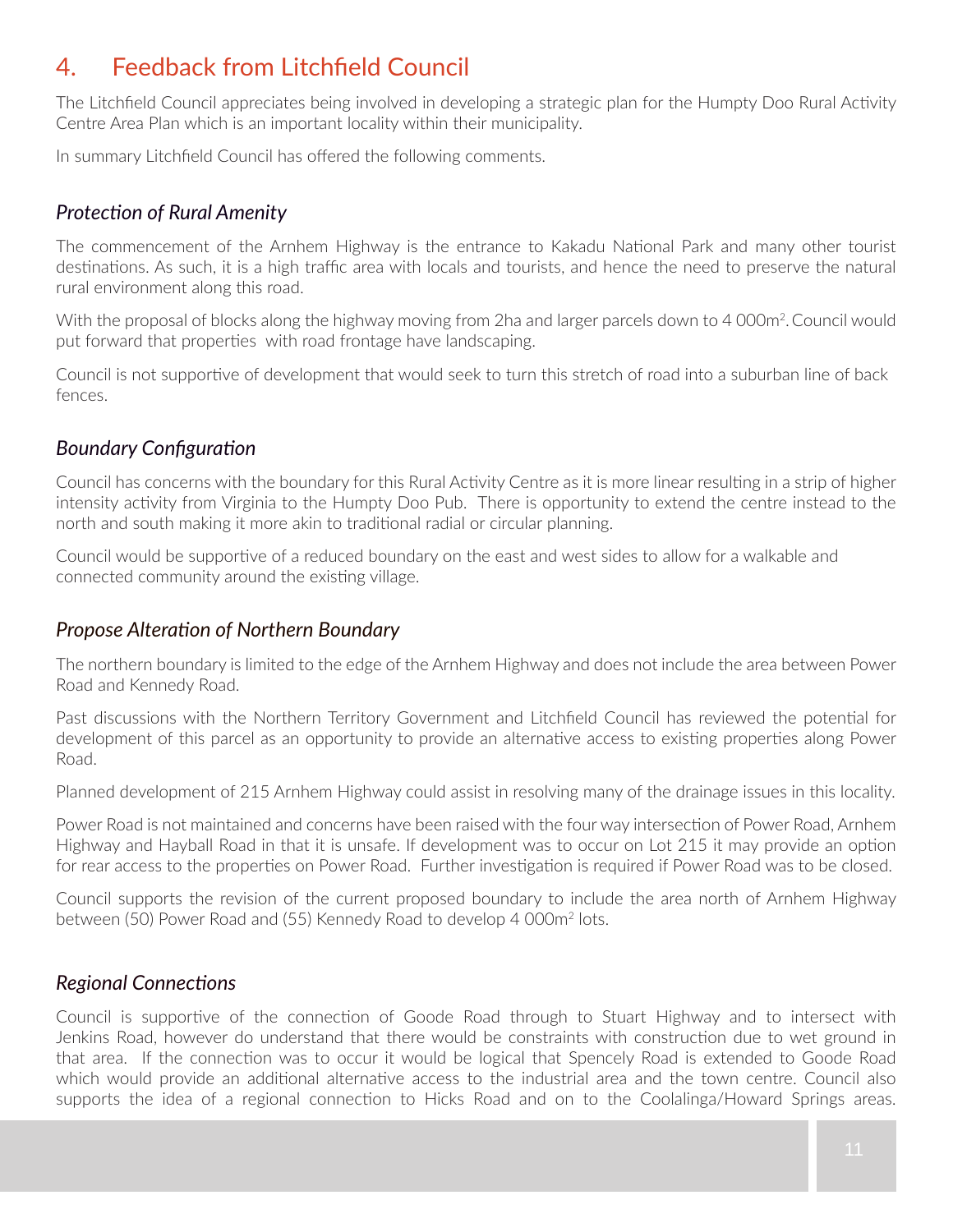## 4. Feedback from Litchfield Council

The Litchfield Council appreciates being involved in developing a strategic plan for the Humpty Doo Rural Activity Centre Area Plan which is an important locality within their municipality.

In summary Litchfield Council has offered the following comments.

### *Protection of Rural Amenity*

The commencement of the Arnhem Highway is the entrance to Kakadu National Park and many other tourist destinations. As such, it is a high traffic area with locals and tourists, and hence the need to preserve the natural rural environment along this road.

With the proposal of blocks along the highway moving from 2ha and larger parcels down to 4 000m$^2$. Council would put forward that properties with road frontage have landscaping.

Council is not supportive of development that would seek to turn this stretch of road into a suburban line of back fences.

### *Boundary Configuration*

Council has concerns with the boundary for this Rural Activity Centre as it is more linear resulting in a strip of higher intensity activity from Virginia to the Humpty Doo Pub. There is opportunity to extend the centre instead to the north and south making it more akin to traditional radial or circular planning.

Council would be supportive of a reduced boundary on the east and west sides to allow for a walkable and connected community around the existing village.

### *Propose Alteration of Northern Boundary*

The northern boundary is limited to the edge of the Arnhem Highway and does not include the area between Power Road and Kennedy Road.

Past discussions with the Northern Territory Government and Litchfield Council has reviewed the potential for development of this parcel as an opportunity to provide an alternative access to existing properties along Power Road.

Planned development of 215 Arnhem Highway could assist in resolving many of the drainage issues in this locality.

Power Road is not maintained and concerns have been raised with the four way intersection of Power Road, Arnhem Highway and Hayball Road in that it is unsafe. If development was to occur on Lot 215 it may provide an option for rear access to the properties on Power Road. Further investigation is required if Power Road was to be closed.

Council supports the revision of the current proposed boundary to include the area north of Arnhem Highway between (50) Power Road and (55) Kennedy Road to develop 4 000m$^2$ lots.

### *Regional Connections*

Council is supportive of the connection of Goode Road through to Stuart Highway and to intersect with Jenkins Road, however do understand that there would be constraints with construction due to wet ground in that area. If the connection was to occur it would be logical that Spencely Road is extended to Goode Road which would provide an additional alternative access to the industrial area and the town centre. Council also supports the idea of a regional connection to Hicks Road and on to the Coolalinga/Howard Springs areas.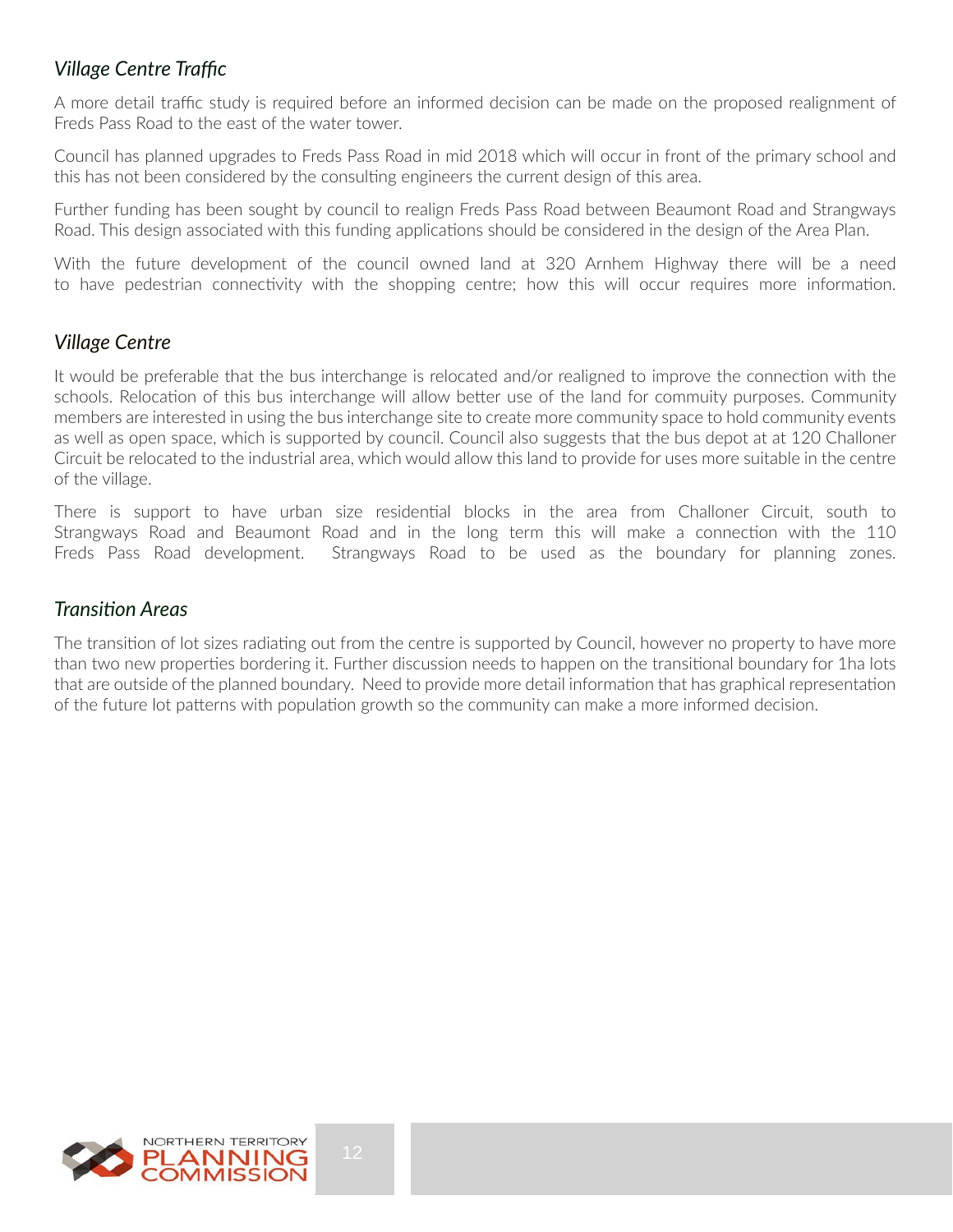### *Village Centre Traffic*

A more detail traffic study is required before an informed decision can be made on the proposed realignment of Freds Pass Road to the east of the water tower.

Council has planned upgrades to Freds Pass Road in mid 2018 which will occur in front of the primary school and this has not been considered by the consulting engineers the current design of this area.

Further funding has been sought by council to realign Freds Pass Road between Beaumont Road and Strangways Road. This design associated with this funding applications should be considered in the design of the Area Plan.

With the future development of the council owned land at 320 Arnhem Highway there will be a need to have pedestrian connectivity with the shopping centre; how this will occur requires more information.

### *Village Centre*

It would be preferable that the bus interchange is relocated and/or realigned to improve the connection with the schools. Relocation of this bus interchange will allow better use of the land for commuity purposes. Community members are interested in using the bus interchange site to create more community space to hold community events as well as open space, which is supported by council. Council also suggests that the bus depot at at 120 Challoner Circuit be relocated to the industrial area, which would allow this land to provide for uses more suitable in the centre of the village.

There is support to have urban size residential blocks in the area from Challoner Circuit, south to Strangways Road and Beaumont Road and in the long term this will make a connection with the 110 Freds Pass Road development. Strangways Road to be used as the boundary for planning zones.

### *Transition Areas*

The transition of lot sizes radiating out from the centre is supported by Council, however no property to have more than two new properties bordering it. Further discussion needs to happen on the transitional boundary for 1ha lots that are outside of the planned boundary. Need to provide more detail information that has graphical representation of the future lot patterns with population growth so the community can make a more informed decision.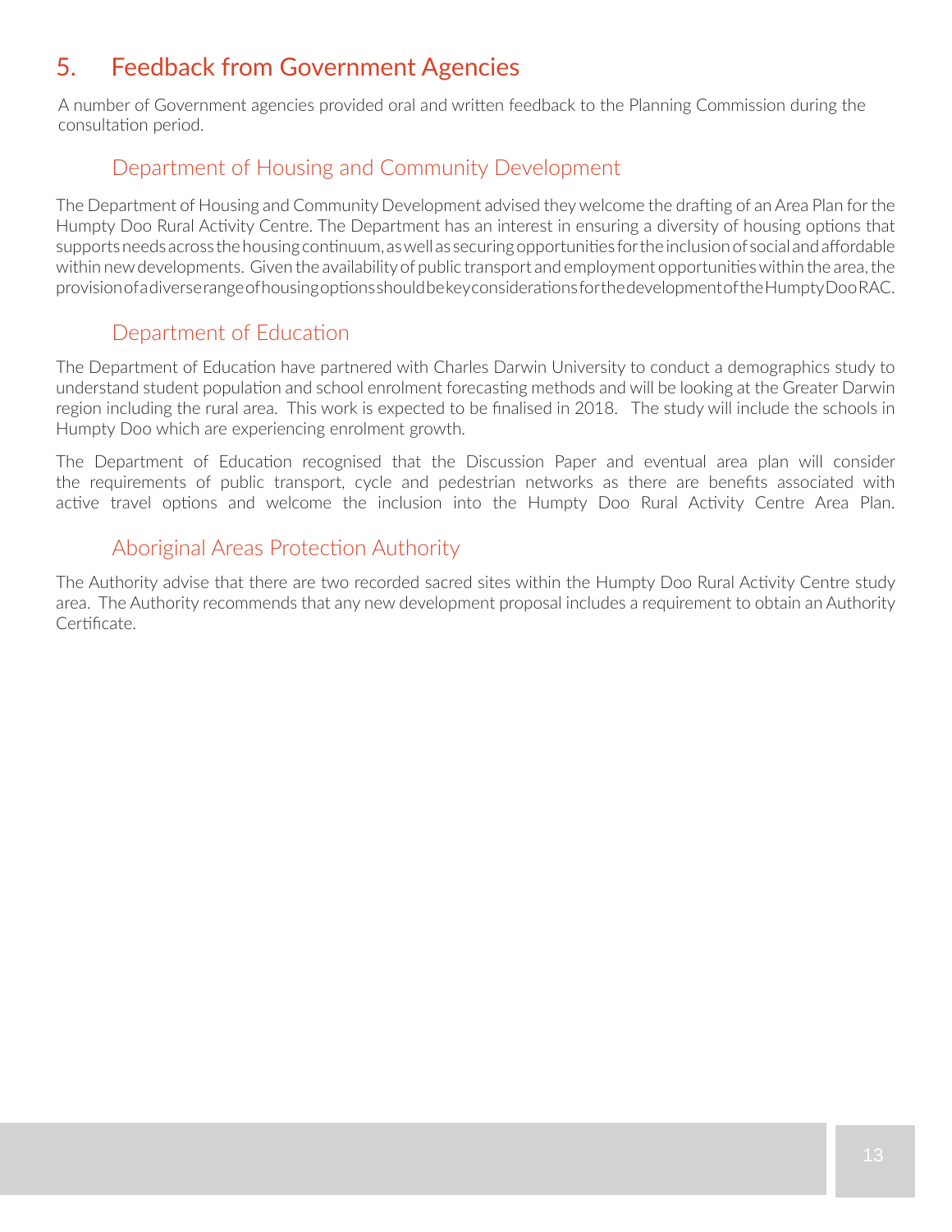# 5. Feedback from Government Agencies

A number of Government agencies provided oral and written feedback to the Planning Commission during the consultation period.

## Department of Housing and Community Development

The Department of Housing and Community Development advised they welcome the drafting of an Area Plan for the Humpty Doo Rural Activity Centre. The Department has an interest in ensuring a diversity of housing options that supports needs across the housing continuum, as well as securing opportunities for the inclusion of social and affordable within new developments. Given the availability of public transport and employment opportunities within the area, the provision of a diverse range of housing options should be key considerations for the development of the Humpty Doo RAC.

## Department of Education

The Department of Education have partnered with Charles Darwin University to conduct a demographics study to understand student population and school enrolment forecasting methods and will be looking at the Greater Darwin region including the rural area. This work is expected to be finalised in 2018. The study will include the schools in Humpty Doo which are experiencing enrolment growth.

The Department of Education recognised that the Discussion Paper and eventual area plan will consider the requirements of public transport, cycle and pedestrian networks as there are benefits associated with active travel options and welcome the inclusion into the Humpty Doo Rural Activity Centre Area Plan.

## Aboriginal Areas Protection Authority

The Authority advise that there are two recorded sacred sites within the Humpty Doo Rural Activity Centre study area. The Authority recommends that any new development proposal includes a requirement to obtain an Authority Certificate.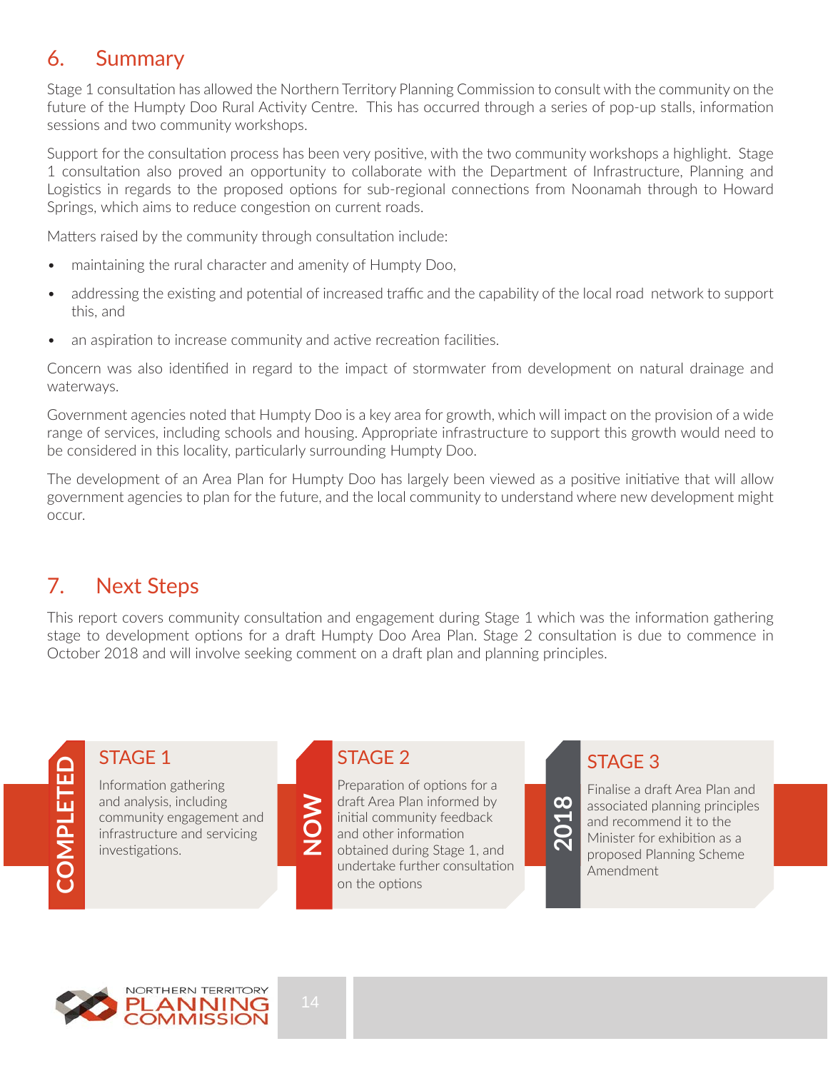## 6. Summary

Stage 1 consultation has allowed the Northern Territory Planning Commission to consult with the community on the future of the Humpty Doo Rural Activity Centre. This has occurred through a series of pop-up stalls, information sessions and two community workshops.

Support for the consultation process has been very positive, with the two community workshops a highlight. Stage 1 consultation also proved an opportunity to collaborate with the Department of Infrastructure, Planning and Logistics in regards to the proposed options for sub-regional connections from Noonamah through to Howard Springs, which aims to reduce congestion on current roads.

Matters raised by the community through consultation include:

- maintaining the rural character and amenity of Humpty Doo,
- addressing the existing and potential of increased traffic and the capability of the local road network to support this, and
- an aspiration to increase community and active recreation facilities.

Concern was also identified in regard to the impact of stormwater from development on natural drainage and waterways.

Government agencies noted that Humpty Doo is a key area for growth, which will impact on the provision of a wide range of services, including schools and housing. Appropriate infrastructure to support this growth would need to be considered in this locality, particularly surrounding Humpty Doo.

The development of an Area Plan for Humpty Doo has largely been viewed as a positive initiative that will allow government agencies to plan for the future, and the local community to understand where new development might occur.

## 7. Next Steps

This report covers community consultation and engagement during Stage 1 which was the information gathering stage to development options for a draft Humpty Doo Area Plan. Stage 2 consultation is due to commence in October 2018 and will involve seeking comment on a draft plan and planning principles.

**COMPLETED**

### STAGE 1

Information gathering and analysis, including community engagement and infrastructure and servicing investigations.

**NOW**

### STAGE 2

Preparation of options for a draft Area Plan informed by initial community feedback and other information obtained during Stage 1, and undertake further consultation on the options

**2018**

### STAGE 3

Finalise a draft Area Plan and associated planning principles and recommend it to the Minister for exhibition as a proposed Planning Scheme Amendment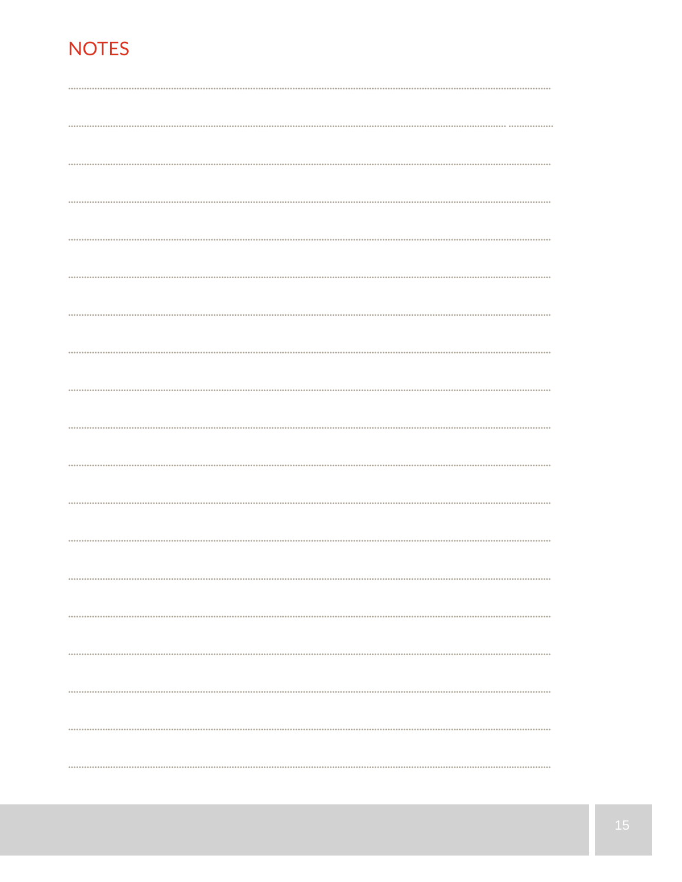# NOTES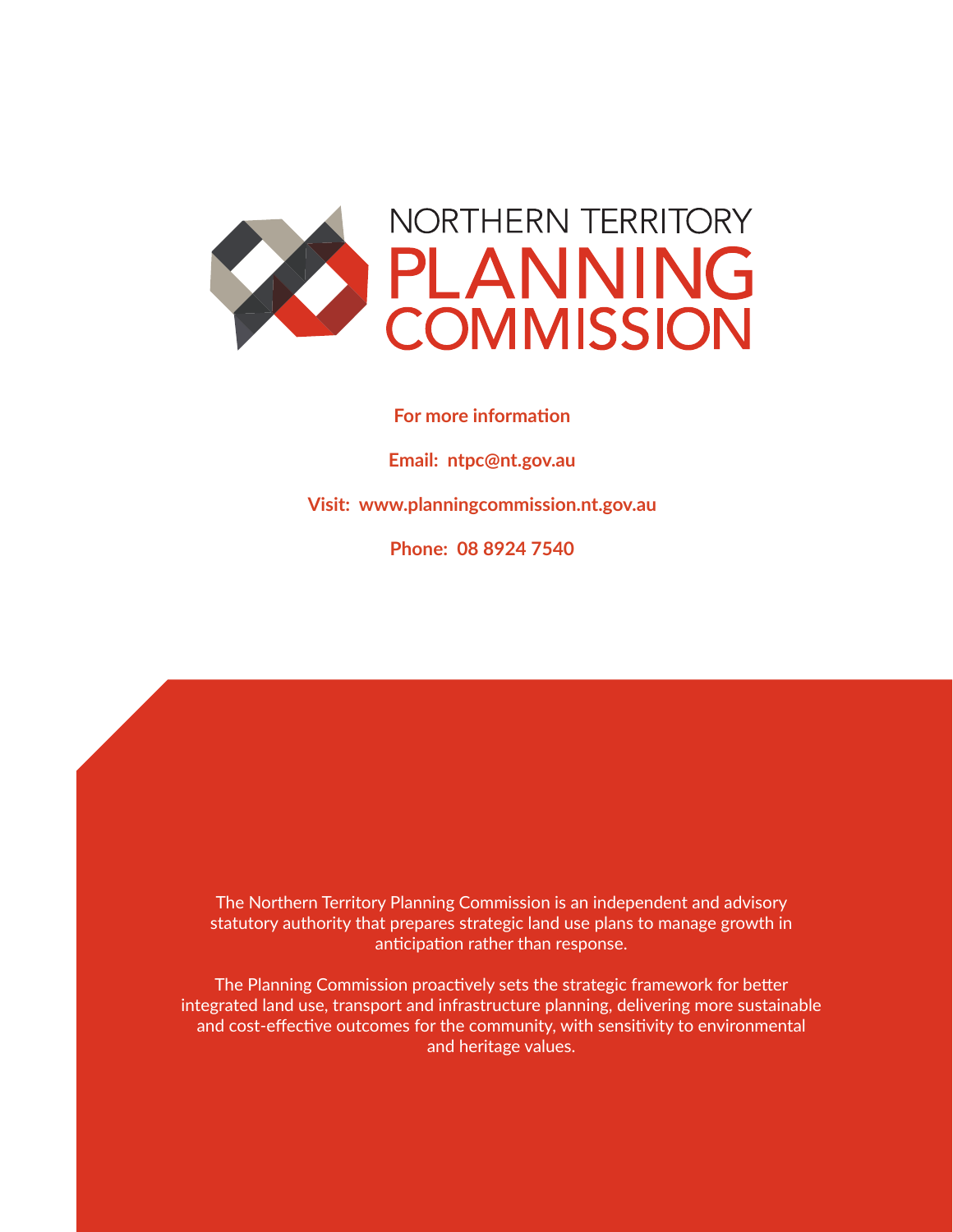NORTHERN TERRITORY
PLANNING
COMMISSION

**For more information**

**Email: ntpc@nt.gov.au**

**Visit: www.planningcommission.nt.gov.au**

**Phone: 08 8924 7540**

The Northern Territory Planning Commission is an independent and advisory statutory authority that prepares strategic land use plans to manage growth in anticipation rather than response.

The Planning Commission proactively sets the strategic framework for better integrated land use, transport and infrastructure planning, delivering more sustainable and cost-effective outcomes for the community, with sensitivity to environmental and heritage values.